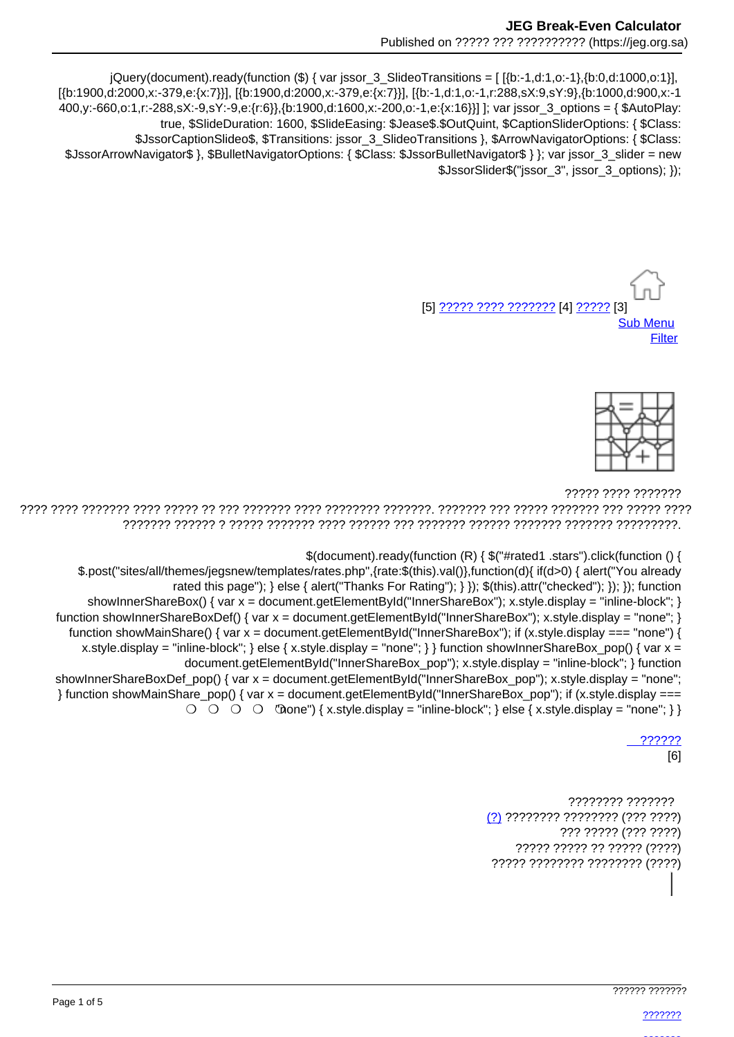jQuery(document).ready(function ($) { var jssor_3_SlideoTransitions = [ [{b:-1,d:1,o:-1},{b:0,d:1000,o:1}], [{b:1900,d:2000,x:-379,e:{x:7}}], [{b:1900,d:2000,x:-379,e:{x:7}}], [{b:-1,d:1,o:-1,r:288,sX:9,sY:9},{b:1000,d:900,x:-1400,y:-660,o:1,r:-288,sX:-9,sY:-9,e:{r:6}},{b:1900,d:1600,x:-200,o:-1,e:{x:16}}] ]; var jssor_3_options = { $AutoPlay: true, $SlideDuration: 1600, $SlideEasing: $Jease$.$OutQuint, $CaptionSliderOptions: { $Class: $JssorCaptionSlideo$, $Transitions: jssor_3_SlideoTransitions }, $ArrowNavigatorOptions: { $Class: $JssorArrowNavigator$ }, $BulletNavigatorOptions: { $Class: $JssorBulletNavigator$ } }; var jssor_3_slider = new $JssorSlider$("jssor_3", jssor_3_options); });

[5] ????? ???? ??????? [4] ????? [3]

Sub Menu

Filter

????? ???? ???????

???? ???? ??????? ???? ????? ?? ??? ??????? ???? ???????? ???????. ??????? ??? ????? ??????? ??? ????? ???? ??????? ?????? ? ????? ??????? ???? ?????? ??? ??????? ?????? ??????? ??????? ?????????.

$(document).ready(function (R) { $("#rated1 .stars").click(function () { $.post("sites/all/themes/jegsnew/templates/rates.php",{rate:$(this).val()},function(d){ if(d>0) { alert("You already rated this page"); } else { alert("Thanks For Rating"); } }); $(this).attr("checked"); }); }); function showInnerShareBox() { var x = document.getElementById("InnerShareBox"); x.style.display = "inline-block"; } function showInnerShareBoxDef() { var x = document.getElementById("InnerShareBox"); x.style.display = "none"; } function showMainShare() { var x = document.getElementById("InnerShareBox"); if (x.style.display === "none") { x.style.display = "inline-block"; } else { x.style.display = "none"; } } function showInnerShareBox_pop() { var x = document.getElementById("InnerShareBox_pop"); x.style.display = "inline-block"; } function showInnerShareBoxDef_pop() { var x = document.getElementById("InnerShareBox_pop"); x.style.display = "none"; } function showMainShare_pop() { var x = document.getElementById("InnerShareBox_pop"); if (x.style.display === "none") { x.style.display = "inline-block"; } else { x.style.display = "none"; } }

?????? [6]

???????? ???????

(?) ???????? ???????? (??? ????)

??? ????? (??? ????)

????? ????? ?? ????? (????)

????? ???????? ???????? (????)

?????? ???????

???????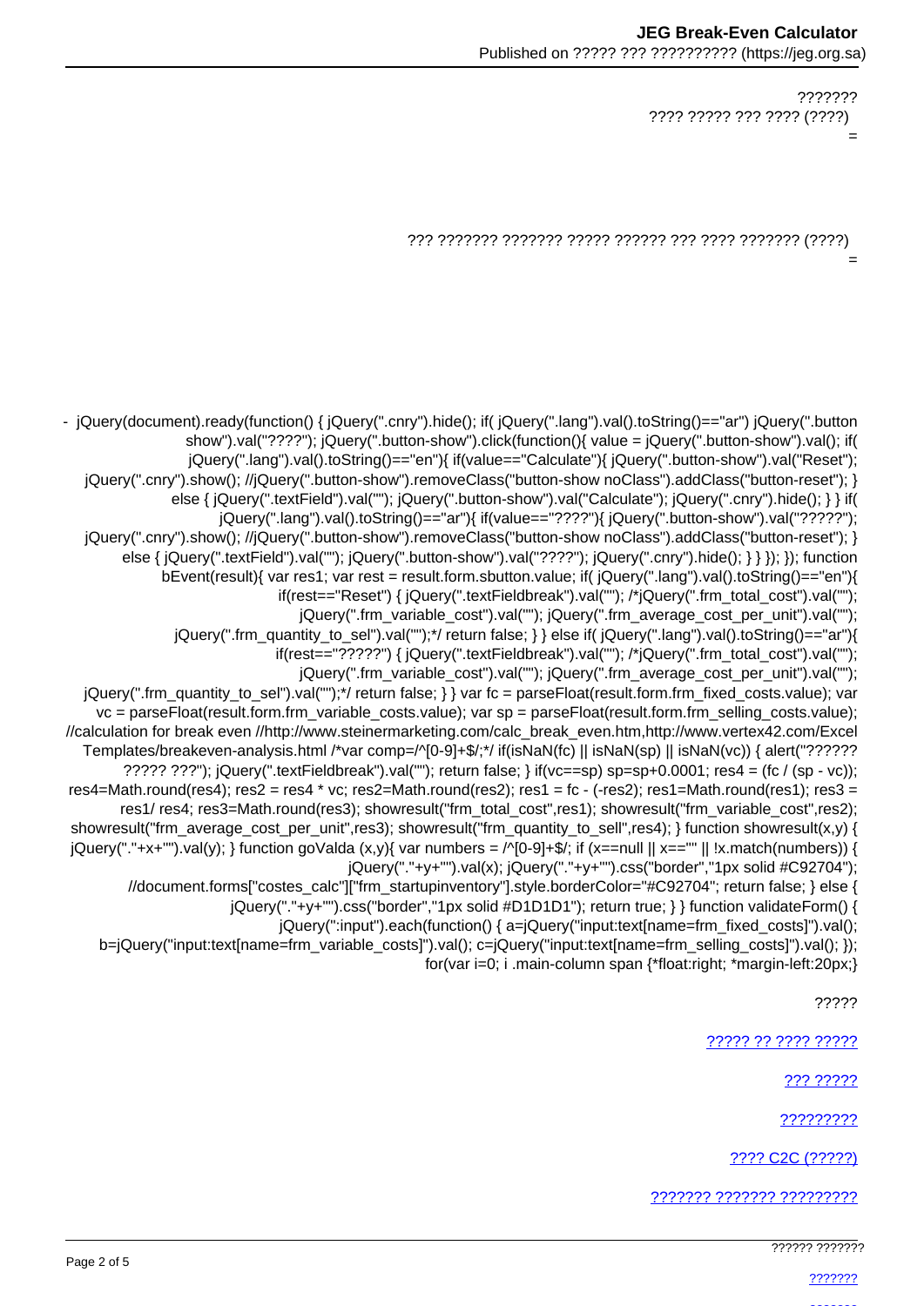???????

???? ????? ??? ???? (????)

=

??? ??????? ??????? ????? ?????? ??? ???? ??????? (????)

=

- jQuery(document).ready(function() { jQuery(".cnry").hide(); if( jQuery(".lang").val().toString()=="ar") jQuery(".button show").val("????"); jQuery(".button-show").click(function(){ value = jQuery(".button-show").val(); if( jQuery(".lang").val().toString()=="en"){ if(value=="Calculate"){ jQuery(".button-show").val("Reset"); jQuery(".cnry").show(); //jQuery(".button-show").removeClass("button-show noClass").addClass("button-reset"); } else { jQuery(".textField").val(""); jQuery(".button-show").val("Calculate"); jQuery(".cnry").hide(); } } if( jQuery(".lang").val().toString()=="ar"){ if(value=="????"){ jQuery(".button-show").val("?????"); jQuery(".cnry").show(); //jQuery(".button-show").removeClass("button-show noClass").addClass("button-reset"); } else { jQuery(".textField").val(""); jQuery(".button-show").val("????"); jQuery(".cnry").hide(); } } }); }); function bEvent(result){ var res1; var rest = result.form.sbutton.value; if( jQuery(".lang").val().toString()=="en"){ if(rest=="Reset") { jQuery(".textFieldbreak").val(""); /*jQuery(".frm_total_cost").val(""); jQuery(".frm_variable_cost").val(""); jQuery(".frm_average_cost_per_unit").val(""); jQuery(".frm_quantity_to_sel").val("");*/ return false; } } else if( jQuery(".lang").val().toString()=="ar"){ if(rest=="?????") { jQuery(".textFieldbreak").val(""); /*jQuery(".frm_total_cost").val(""); jQuery(".frm_variable_cost").val(""); jQuery(".frm_average_cost_per_unit").val(""); jQuery(".frm_quantity_to_sel").val("");*/ return false; } } var fc = parseFloat(result.form.frm_fixed_costs.value); var vc = parseFloat(result.form.frm_variable_costs.value); var sp = parseFloat(result.form.frm_selling_costs.value); //calculation for break even //http://www.steinermarketing.com/calc_break_even.htm,http://www.vertex42.com/Excel Templates/breakeven-analysis.html /*var comp=/^[0-9]+$/;*/ if(isNaN(fc) || isNaN(sp) || isNaN(vc)) { alert("?????? ????? ???"); jQuery(".textFieldbreak").val(""); return false; } if(vc==sp) sp=sp+0.0001; res4 = (fc / (sp - vc)); res4=Math.round(res4); res2 = res4 * vc; res2=Math.round(res2); res1 = fc - (-res2); res1=Math.round(res1); res3 = res1/ res4; res3=Math.round(res3); showresult("frm_total_cost",res1); showresult("frm_variable_cost",res2); showresult("frm_average_cost_per_unit",res3); showresult("frm_quantity_to_sell",res4); } function showresult(x,y) { jQuery("."+x+"").val(y); } function goValda (x,y){ var numbers = /^[0-9]+$/; if (x==null || x=="" || !x.match(numbers)) { jQuery("."+y+"").val(x); jQuery("."+y+"").css("border","1px solid #C92704"); //document.forms["costes_calc"]["frm_startupinventory"].style.borderColor="#C92704"; return false; } else { jQuery("."+y+"").css("border","1px solid #D1D1D1"); return true; } } function validateForm() { jQuery(":input").each(function() { a=jQuery("input:text[name=frm_fixed_costs]").val(); b=jQuery("input:text[name=frm_variable_costs]").val(); c=jQuery("input:text[name=frm_selling_costs]").val(); }); for(var i=0; i .main-column span {*float:right; *margin-left:20px;}

?????

????? ?? ???? ?????

??? ?????

?????????

???? C2C (?????)

??????? ??????? ?????????

?????? ???????

???????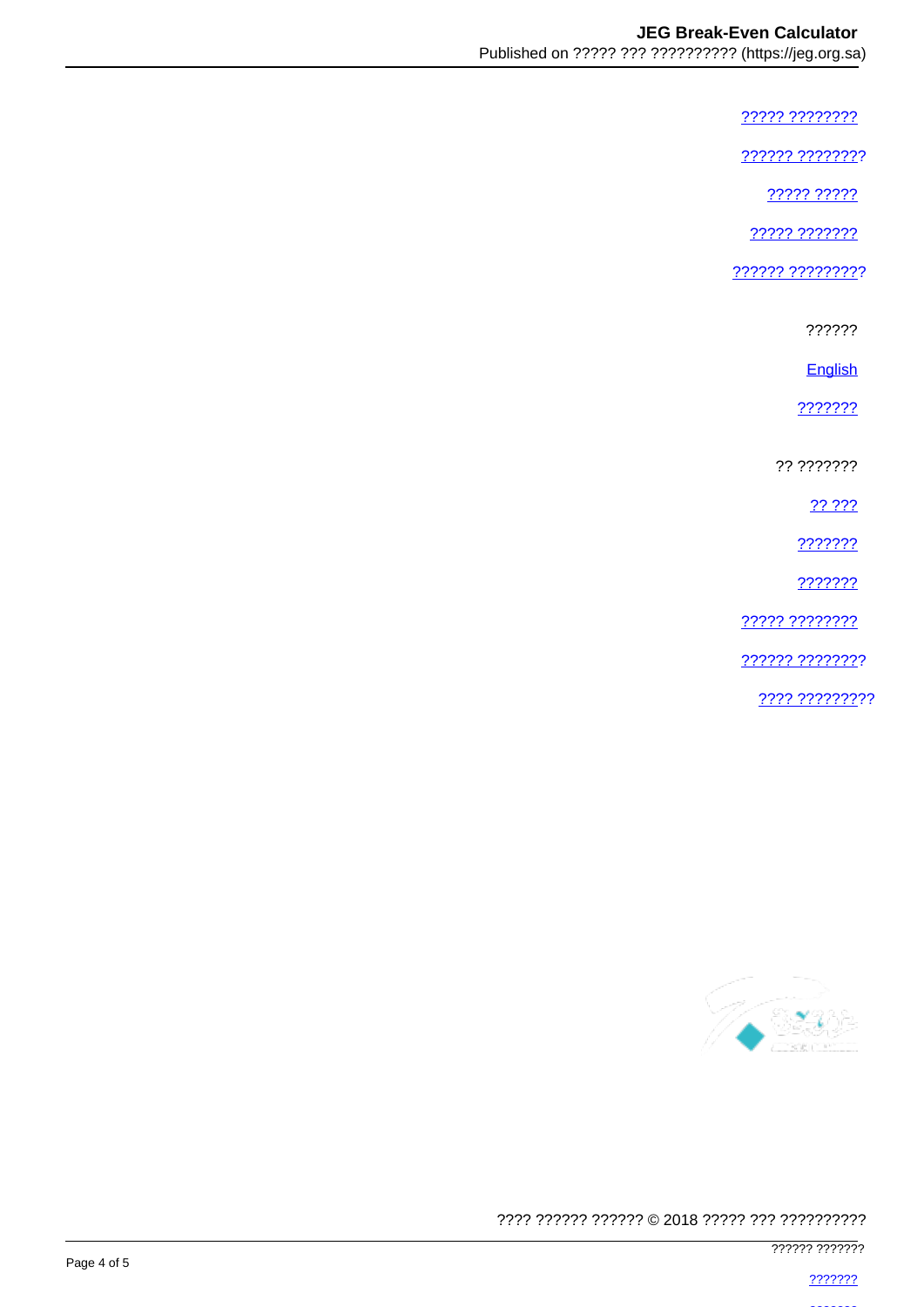????? ????????

?????? ????????

????? ?????

????? ???????

?????? ?????????

??????

English

???????

?? ???????

?? ???

???????

???????

????? ????????

?????? ????????

???? ?????????

???? ?????? ?????? © 2018 ????? ??? ??????????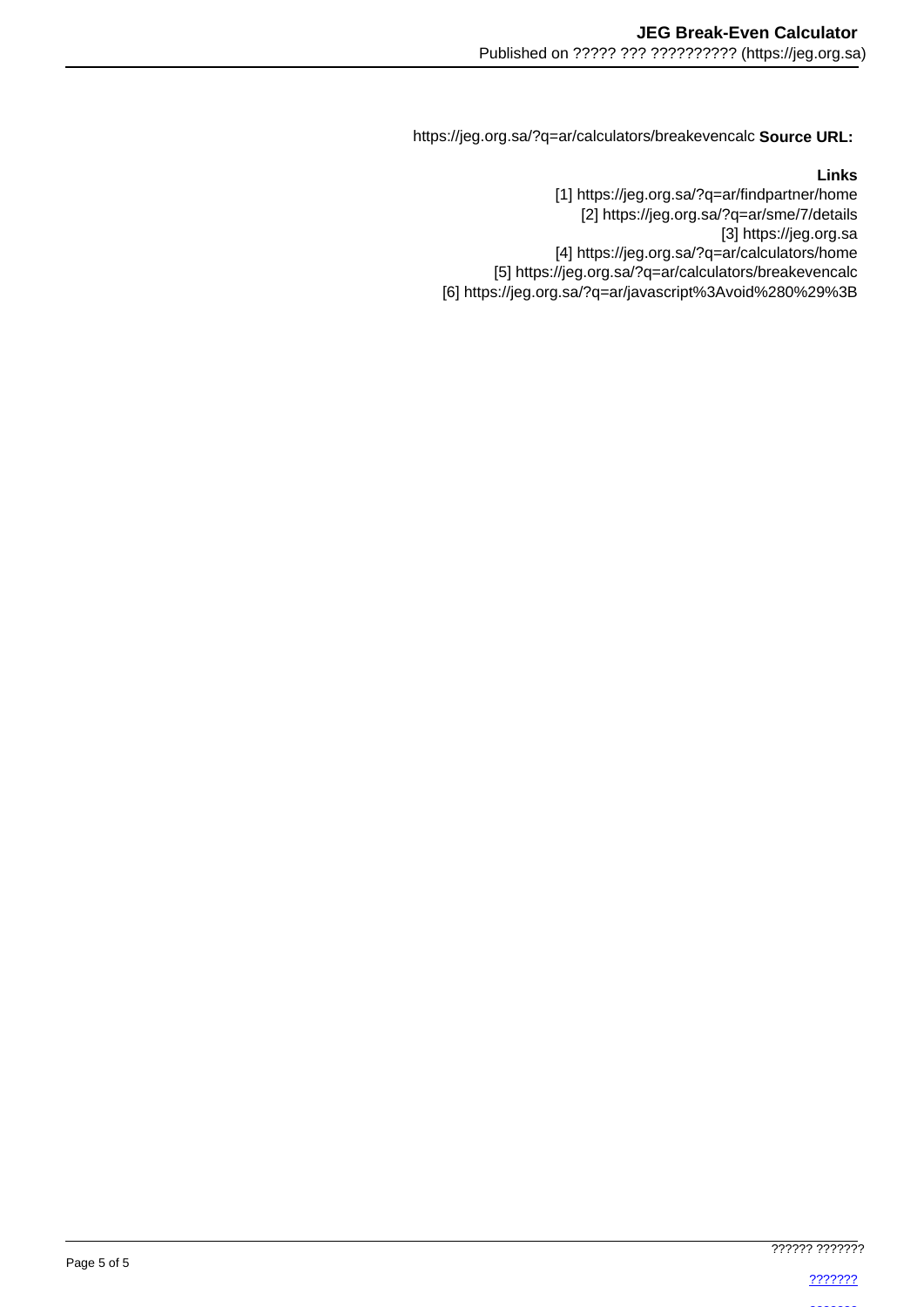**Source URL:** https://jeg.org.sa/?q=ar/calculators/breakevencalc

**Links**

[1] https://jeg.org.sa/?q=ar/findpartner/home
[2] https://jeg.org.sa/?q=ar/sme/7/details
[3] https://jeg.org.sa
[4] https://jeg.org.sa/?q=ar/calculators/home
[5] https://jeg.org.sa/?q=ar/calculators/breakevencalc
[6] https://jeg.org.sa/?q=ar/javascript%3Avoid%280%29%3B